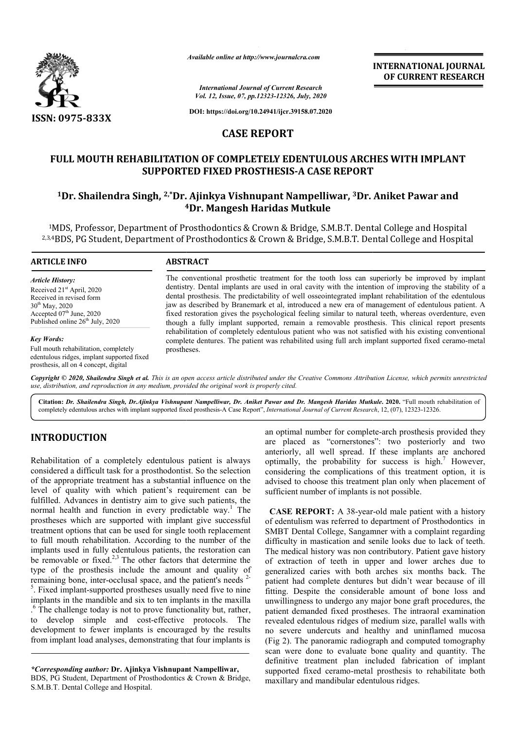*Available online at http://www.journalcra.com*

*International Journal of Current Research*
*Vol. 12, Issue, 07, pp.12323-12326, July, 2020*

**DOI: https://doi.org/10.24941/ijcr.39158.07.2020**

**INTERNATIONAL JOURNAL OF CURRENT RESEARCH**

**ISSN: 0975-833X**

# CASE REPORT

# FULL MOUTH REHABILITATION OF COMPLETELY EDENTULOUS ARCHES WITH IMPLANT SUPPORTED FIXED PROSTHESIS-A CASE REPORT

**[1]Dr. Shailendra Singh, [2,*]Dr. Ajinkya Vishnupant Nampelliwar, [3]Dr. Aniket Pawar and [4]Dr. Mangesh Haridas Mutkule**

[1]MDS, Professor, Department of Prosthodontics & Crown & Bridge, S.M.B.T. Dental College and Hospital
[2,3,4]BDS, PG Student, Department of Prosthodontics & Crown & Bridge, S.M.B.T. Dental College and Hospital

### ARTICLE INFO

*Article History:*
Received 21st April, 2020
Received in revised form
30th May, 2020
Accepted 07th June, 2020
Published online 26th July, 2020

*Key Words:*
Full mouth rehabilitation, completely edentulous ridges, implant supported fixed prosthesis, all on 4 concept, digital

### ABSTRACT

The conventional prosthetic treatment for the tooth loss can superiorly be improved by implant dentistry. Dental implants are used in oral cavity with the intention of improving the stability of a dental prosthesis. The predictability of well osseointegrated implant rehabilitation of the edentulous jaw as described by Branemark et al, introduced a new era of management of edentulous patient. A fixed restoration gives the psychological feeling similar to natural teeth, whereas overdenture, even though a fully implant supported, remain a removable prosthesis. This clinical report presents rehabilitation of completely edentulous patient who was not satisfied with his existing conventional complete dentures. The patient was rehabilited using full arch implant supported fixed ceramo-metal prostheses.

***Copyright © 2020, Shailendra Singh et al.*** *This is an open access article distributed under the Creative Commons Attribution License, which permits unrestricted use, distribution, and reproduction in any medium, provided the original work is properly cited.*

**Citation:** ***Dr. Shailendra Singh, Dr.Ajinkya Vishnupant Nampelliwar, Dr. Aniket Pawar and Dr. Mangesh Haridas Mutkule*. 2020.** "Full mouth rehabilitation of completely edentulous arches with implant supported fixed prosthesis-A Case Report", *International Journal of Current Research*, 12, (07), 12323-12326.

## INTRODUCTION

Rehabilitation of a completely edentulous patient is always considered a difficult task for a prosthodontist. So the selection of the appropriate treatment has a substantial influence on the level of quality with which patient's requirement can be fulfilled. Advances in dentistry aim to give such patients, the normal health and function in every predictable way.[1] The prostheses which are supported with implant give successful treatment options that can be used for single tooth replacement to full mouth rehabilitation. According to the number of the implants used in fully edentulous patients, the restoration can be removable or fixed.[2,3] The other factors that determine the type of the prosthesis include the amount and quality of remaining bone, inter-occlusal space, and the patient's needs [2-5]. Fixed implant-supported prostheses usually need five to nine implants in the mandible and six to ten implants in the maxilla .[6] The challenge today is not to prove functionality but, rather, to develop simple and cost-effective protocols. The development to fewer implants is encouraged by the results from implant load analyses, demonstrating that four implants is an optimal number for complete-arch prosthesis provided they are placed as "cornerstones": two posteriorly and two anteriorly, all well spread. If these implants are anchored optimally, the probability for success is high.[7] However, considering the complications of this treatment option, it is advised to choose this treatment plan only when placement of sufficient number of implants is not possible.

**CASE REPORT:** A 38-year-old male patient with a history of edentulism was referred to department of Prosthodontics in SMBT Dental College, Sangamner with a complaint regarding difficulty in mastication and senile looks due to lack of teeth. The medical history was non contributory. Patient gave history of extraction of teeth in upper and lower arches due to generalized caries with both arches six months back. The patient had complete dentures but didn't wear because of ill fitting. Despite the considerable amount of bone loss and unwillingness to undergo any major bone graft procedures, the patient demanded fixed prostheses. The intraoral examination revealed edentulous ridges of medium size, parallel walls with no severe undercuts and healthy and uninflamed mucosa (Fig 2). The panoramic radiograph and computed tomography scan were done to evaluate bone quality and quantity. The definitive treatment plan included fabrication of implant supported fixed ceramo-metal prosthesis to rehabilitate both maxillary and mandibular edentulous ridges.

*\*Corresponding author:* **Dr. Ajinkya Vishnupant Nampelliwar,**
BDS, PG Student, Department of Prosthodontics & Crown & Bridge, S.M.B.T. Dental College and Hospital.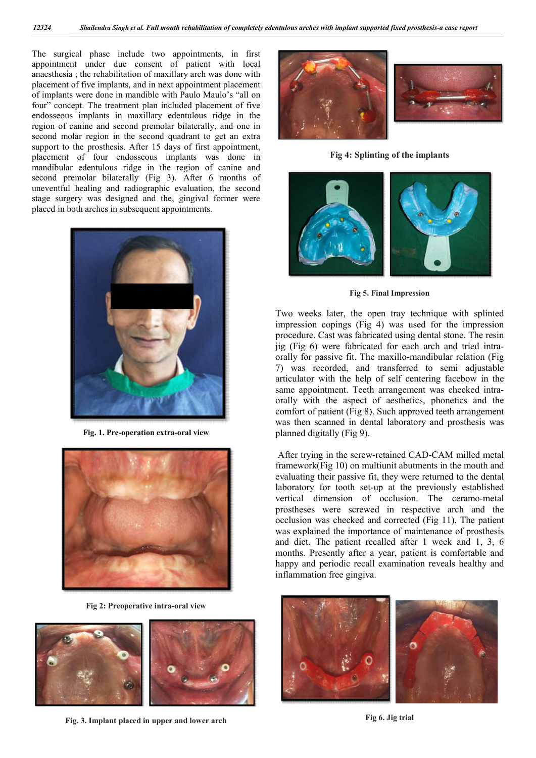The surgical phase include two appointments, in first appointment under due consent of patient with local anaesthesia ; the rehabilitation of maxillary arch was done with placement of five implants, and in next appointment placement of implants were done in mandible with Paulo Maulo's "all on four" concept. The treatment plan included placement of five endosseous implants in maxillary edentulous ridge in the region of canine and second premolar bilaterally, and one in second molar region in the second quadrant to get an extra support to the prosthesis. After 15 days of first appointment, placement of four endosseous implants was done in mandibular edentulous ridge in the region of canine and second premolar bilaterally (Fig 3). After 6 months of uneventful healing and radiographic evaluation, the second stage surgery was designed and the, gingival former were placed in both arches in subsequent appointments.

**Fig. 1. Pre-operation extra-oral view**

**Fig 2: Preoperative intra-oral view**

**Fig. 3. Implant placed in upper and lower arch**

**Fig 4: Splinting of the implants**

**Fig 5. Final Impression**

Two weeks later, the open tray technique with splinted impression copings (Fig 4) was used for the impression procedure. Cast was fabricated using dental stone. The resin jig (Fig 6) were fabricated for each arch and tried intra-orally for passive fit. The maxillo-mandibular relation (Fig 7) was recorded, and transferred to semi adjustable articulator with the help of self centering facebow in the same appointment. Teeth arrangement was checked intra-orally with the aspect of aesthetics, phonetics and the comfort of patient (Fig 8). Such approved teeth arrangement was then scanned in dental laboratory and prosthesis was planned digitally (Fig 9).

After trying in the screw-retained CAD-CAM milled metal framework(Fig 10) on multiunit abutments in the mouth and evaluating their passive fit, they were returned to the dental laboratory for tooth set-up at the previously established vertical dimension of occlusion. The ceramo-metal prostheses were screwed in respective arch and the occlusion was checked and corrected (Fig 11). The patient was explained the importance of maintenance of prosthesis and diet. The patient recalled after 1 week and 1, 3, 6 months. Presently after a year, patient is comfortable and happy and periodic recall examination reveals healthy and inflammation free gingiva.

**Fig 6. Jig trial**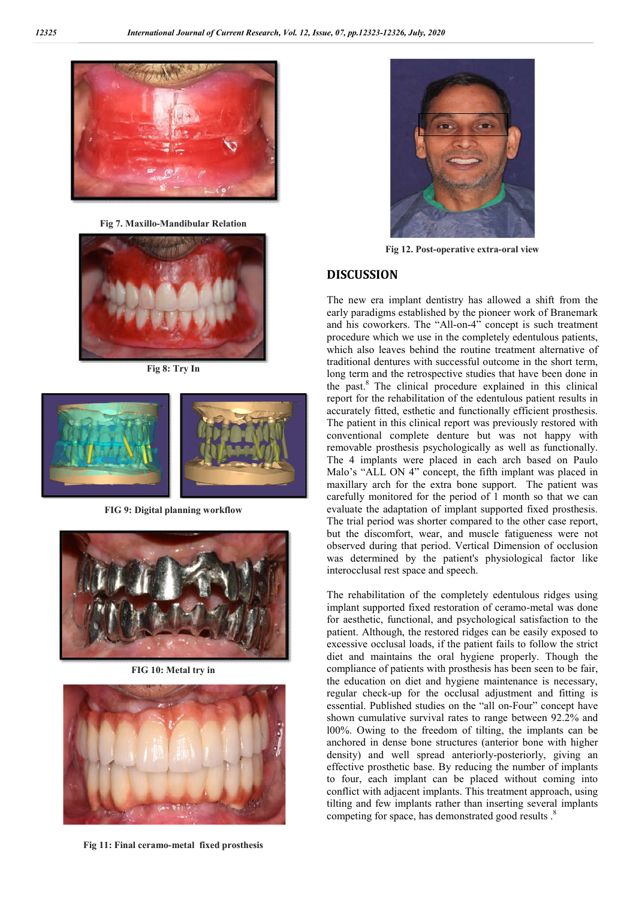Fig 7. Maxillo-Mandibular Relation

Fig 8: Try In

FIG 9: Digital planning workflow

FIG 10: Metal try in

Fig 11: Final ceramo-metal fixed prosthesis

Fig 12. Post-operative extra-oral view

## DISCUSSION

The new era implant dentistry has allowed a shift from the early paradigms established by the pioneer work of Branemark and his coworkers. The "All-on-4" concept is such treatment procedure which we use in the completely edentulous patients, which also leaves behind the routine treatment alternative of traditional dentures with successful outcome in the short term, long term and the retrospective studies that have been done in the past.[8] The clinical procedure explained in this clinical report for the rehabilitation of the edentulous patient results in accurately fitted, esthetic and functionally efficient prosthesis. The patient in this clinical report was previously restored with conventional complete denture but was not happy with removable prosthesis psychologically as well as functionally. The 4 implants were placed in each arch based on Paulo Malo's "ALL ON 4" concept, the fifth implant was placed in maxillary arch for the extra bone support. The patient was carefully monitored for the period of 1 month so that we can evaluate the adaptation of implant supported fixed prosthesis. The trial period was shorter compared to the other case report, but the discomfort, wear, and muscle fatigueness were not observed during that period. Vertical Dimension of occlusion was determined by the patient's physiological factor like interocclusal rest space and speech.

The rehabilitation of the completely edentulous ridges using implant supported fixed restoration of ceramo-metal was done for aesthetic, functional, and psychological satisfaction to the patient. Although, the restored ridges can be easily exposed to excessive occlusal loads, if the patient fails to follow the strict diet and maintains the oral hygiene properly. Though the compliance of patients with prosthesis has been seen to be fair, the education on diet and hygiene maintenance is necessary, regular check-up for the occlusal adjustment and fitting is essential. Published studies on the "all on-Four" concept have shown cumulative survival rates to range between 92.2% and l00%. Owing to the freedom of tilting, the implants can be anchored in dense bone structures (anterior bone with higher density) and well spread anteriorly-posteriorly, giving an effective prosthetic base. By reducing the number of implants to four, each implant can be placed without coming into conflict with adjacent implants. This treatment approach, using tilting and few implants rather than inserting several implants competing for space, has demonstrated good results .[8]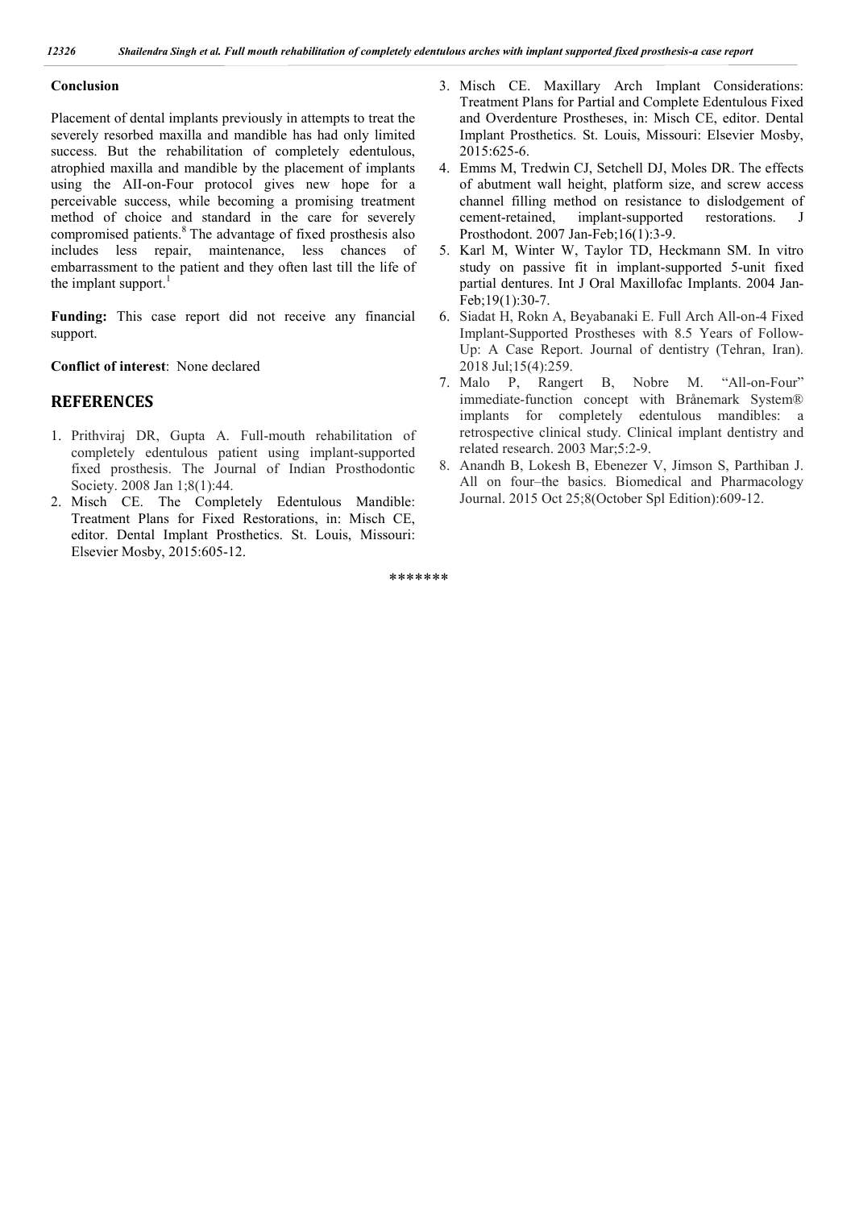## Conclusion

Placement of dental implants previously in attempts to treat the severely resorbed maxilla and mandible has had only limited success. But the rehabilitation of completely edentulous, atrophied maxilla and mandible by the placement of implants using the AII-on-Four protocol gives new hope for a perceivable success, while becoming a promising treatment method of choice and standard in the care for severely compromised patients.[8] The advantage of fixed prosthesis also includes less repair, maintenance, less chances of embarrassment to the patient and they often last till the life of the implant support.[1]

**Funding:** This case report did not receive any financial support.

**Conflict of interest**: None declared

## REFERENCES

1. Prithviraj DR, Gupta A. Full-mouth rehabilitation of completely edentulous patient using implant-supported fixed prosthesis. The Journal of Indian Prosthodontic Society. 2008 Jan 1;8(1):44.
2. Misch CE. The Completely Edentulous Mandible: Treatment Plans for Fixed Restorations, in: Misch CE, editor. Dental Implant Prosthetics. St. Louis, Missouri: Elsevier Mosby, 2015:605-12.
3. Misch CE. Maxillary Arch Implant Considerations: Treatment Plans for Partial and Complete Edentulous Fixed and Overdenture Prostheses, in: Misch CE, editor. Dental Implant Prosthetics. St. Louis, Missouri: Elsevier Mosby, 2015:625-6.
4. Emms M, Tredwin CJ, Setchell DJ, Moles DR. The effects of abutment wall height, platform size, and screw access channel filling method on resistance to dislodgement of cement-retained, implant-supported restorations. J Prosthodont. 2007 Jan-Feb;16(1):3-9.
5. Karl M, Winter W, Taylor TD, Heckmann SM. In vitro study on passive fit in implant-supported 5-unit fixed partial dentures. Int J Oral Maxillofac Implants. 2004 Jan-Feb;19(1):30-7.
6. Siadat H, Rokn A, Beyabanaki E. Full Arch All-on-4 Fixed Implant-Supported Prostheses with 8.5 Years of Follow-Up: A Case Report. Journal of dentistry (Tehran, Iran). 2018 Jul;15(4):259.
7. Malo P, Rangert B, Nobre M. "All-on-Four" immediate-function concept with Brånemark System® implants for completely edentulous mandibles: a retrospective clinical study. Clinical implant dentistry and related research. 2003 Mar;5:2-9.
8. Anandh B, Lokesh B, Ebenezer V, Jimson S, Parthiban J. All on four–the basics. Biomedical and Pharmacology Journal. 2015 Oct 25;8(October Spl Edition):609-12.

*******